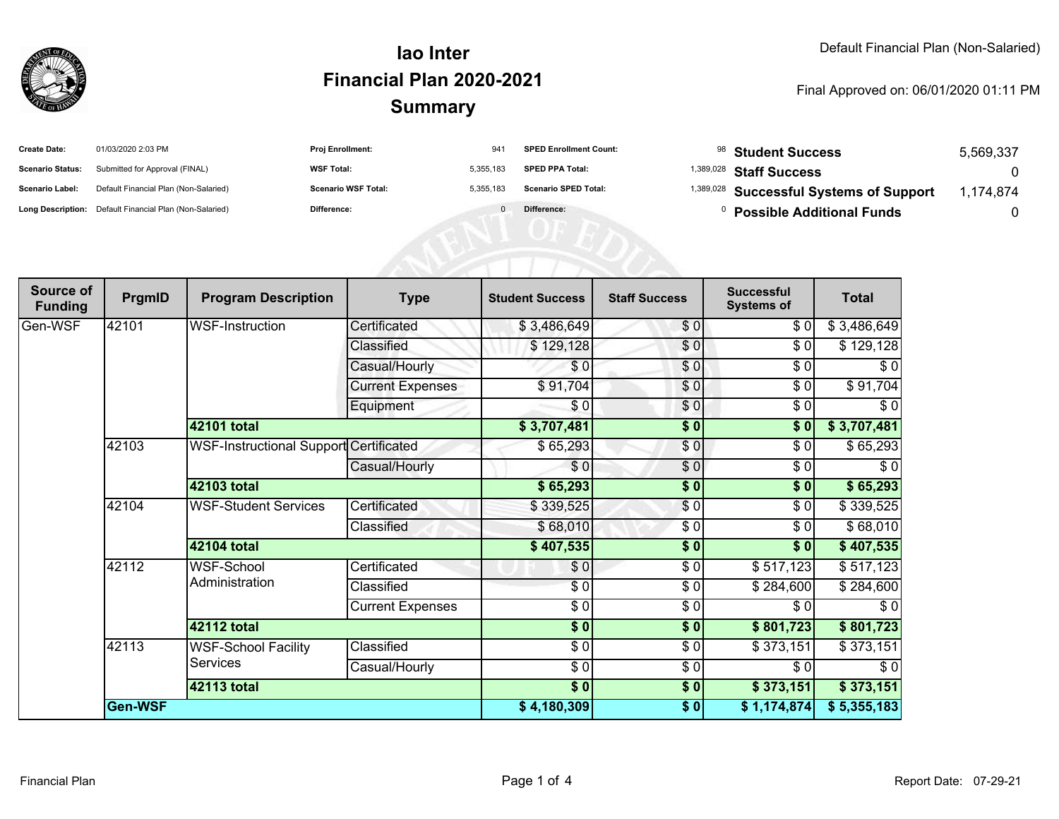Default Financial Plan (Non-Salaried)

# Iao Inter
## Financial Plan 2020-2021
## Summary

Final Approved on: 06/01/2020 01:11 PM

| | | | | | | | |
|---|---|---|---|---|---|---|---|
| **Create Date:** | 01/03/2020 2:03 PM | **Proj Enrollment:** | 941 | **SPED Enrollment Count:** | 98 | **Student Success** | 5,569,337 |
| **Scenario Status:** | Submitted for Approval (FINAL) | **WSF Total:** | 5,355,183 | **SPED PPA Total:** | 1,389,028 | **Staff Success** | 0 |
| **Scenario Label:** | Default Financial Plan (Non-Salaried) | **Scenario WSF Total:** | 5,355,183 | **Scenario SPED Total:** | 1,389,028 | **Successful Systems of Support** | 1,174,874 |
| **Long Description:** | Default Financial Plan (Non-Salaried) | **Difference:** | 0 | **Difference:** | 0 | **Possible Additional Funds** | 0 |

| Source of Funding | PrgmID | Program Description | Type | Student Success | Staff Success | Successful Systems of | Total |
|---|---|---|---|---|---|---|---|
| Gen-WSF | 42101 | WSF-Instruction | Certificated | $ 3,486,649 | $ 0 | $ 0 | $ 3,486,649 |
| | | | Classified | $ 129,128 | $ 0 | $ 0 | $ 129,128 |
| | | | Casual/Hourly | $ 0 | $ 0 | $ 0 | $ 0 |
| | | | Current Expenses | $ 91,704 | $ 0 | $ 0 | $ 91,704 |
| | | | Equipment | $ 0 | $ 0 | $ 0 | $ 0 |
| | | **42101 total** | | **$ 3,707,481** | **$ 0** | **$ 0** | **$ 3,707,481** |
| | 42103 | WSF-Instructional Support | Certificated | $ 65,293 | $ 0 | $ 0 | $ 65,293 |
| | | | Casual/Hourly | $ 0 | $ 0 | $ 0 | $ 0 |
| | | **42103 total** | | **$ 65,293** | **$ 0** | **$ 0** | **$ 65,293** |
| | 42104 | WSF-Student Services | Certificated | $ 339,525 | $ 0 | $ 0 | $ 339,525 |
| | | | Classified | $ 68,010 | $ 0 | $ 0 | $ 68,010 |
| | | **42104 total** | | **$ 407,535** | **$ 0** | **$ 0** | **$ 407,535** |
| | 42112 | WSF-School Administration | Certificated | $ 0 | $ 0 | $ 517,123 | $ 517,123 |
| | | | Classified | $ 0 | $ 0 | $ 284,600 | $ 284,600 |
| | | | Current Expenses | $ 0 | $ 0 | $ 0 | $ 0 |
| | | **42112 total** | | **$ 0** | **$ 0** | **$ 801,723** | **$ 801,723** |
| | 42113 | WSF-School Facility Services | Classified | $ 0 | $ 0 | $ 373,151 | $ 373,151 |
| | | | Casual/Hourly | $ 0 | $ 0 | $ 0 | $ 0 |
| | | **42113 total** | | **$ 0** | **$ 0** | **$ 373,151** | **$ 373,151** |
| | **Gen-WSF** | | | **$ 4,180,309** | **$ 0** | **$ 1,174,874** | **$ 5,355,183** |

Financial Plan

Report Date: 07-29-21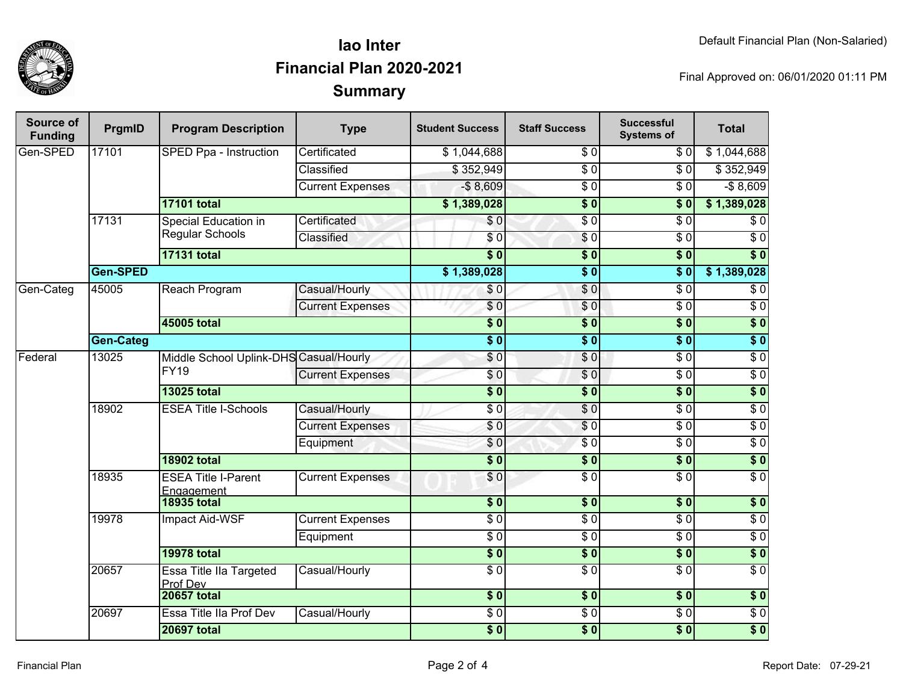# Iao Inter
## Financial Plan 2020-2021
## Summary

Default Financial Plan (Non-Salaried)

Final Approved on: 06/01/2020 01:11 PM

| Source of Funding | PrgmID | Program Description | Type | Student Success | Staff Success | Successful Systems of | Total |
|---|---|---|---|---|---|---|---|
| Gen-SPED | 17101 | SPED Ppa - Instruction | Certificated | $ 1,044,688 | $ 0 | $ 0 | $ 1,044,688 |
| | | | Classified | $ 352,949 | $ 0 | $ 0 | $ 352,949 |
| | | | Current Expenses | -$ 8,609 | $ 0 | $ 0 | -$ 8,609 |
| | | **17101 total** | | **$ 1,389,028** | **$ 0** | **$ 0** | **$ 1,389,028** |
| | 17131 | Special Education in Regular Schools | Certificated | $ 0 | $ 0 | $ 0 | $ 0 |
| | | | Classified | $ 0 | $ 0 | $ 0 | $ 0 |
| | | **17131 total** | | **$ 0** | **$ 0** | **$ 0** | **$ 0** |
| | **Gen-SPED** | | | **$ 1,389,028** | **$ 0** | **$ 0** | **$ 1,389,028** |
| Gen-Categ | 45005 | Reach Program | Casual/Hourly | $ 0 | $ 0 | $ 0 | $ 0 |
| | | | Current Expenses | $ 0 | $ 0 | $ 0 | $ 0 |
| | | **45005 total** | | **$ 0** | **$ 0** | **$ 0** | **$ 0** |
| | **Gen-Categ** | | | **$ 0** | **$ 0** | **$ 0** | **$ 0** |
| Federal | 13025 | Middle School Uplink-DHS FY19 | Casual/Hourly | $ 0 | $ 0 | $ 0 | $ 0 |
| | | | Current Expenses | $ 0 | $ 0 | $ 0 | $ 0 |
| | | **13025 total** | | **$ 0** | **$ 0** | **$ 0** | **$ 0** |
| | 18902 | ESEA Title I-Schools | Casual/Hourly | $ 0 | $ 0 | $ 0 | $ 0 |
| | | | Current Expenses | $ 0 | $ 0 | $ 0 | $ 0 |
| | | | Equipment | $ 0 | $ 0 | $ 0 | $ 0 |
| | | **18902 total** | | **$ 0** | **$ 0** | **$ 0** | **$ 0** |
| | 18935 | ESEA Title I-Parent Engagement | Current Expenses | $ 0 | $ 0 | $ 0 | $ 0 |
| | | **18935 total** | | **$ 0** | **$ 0** | **$ 0** | **$ 0** |
| | 19978 | Impact Aid-WSF | Current Expenses | $ 0 | $ 0 | $ 0 | $ 0 |
| | | | Equipment | $ 0 | $ 0 | $ 0 | $ 0 |
| | | **19978 total** | | **$ 0** | **$ 0** | **$ 0** | **$ 0** |
| | 20657 | Essa Title IIa Targeted Prof Dev | Casual/Hourly | $ 0 | $ 0 | $ 0 | $ 0 |
| | | **20657 total** | | **$ 0** | **$ 0** | **$ 0** | **$ 0** |
| | 20697 | Essa Title IIa Prof Dev | Casual/Hourly | $ 0 | $ 0 | $ 0 | $ 0 |
| | | **20697 total** | | **$ 0** | **$ 0** | **$ 0** | **$ 0** |

Financial Plan

Report Date: 07-29-21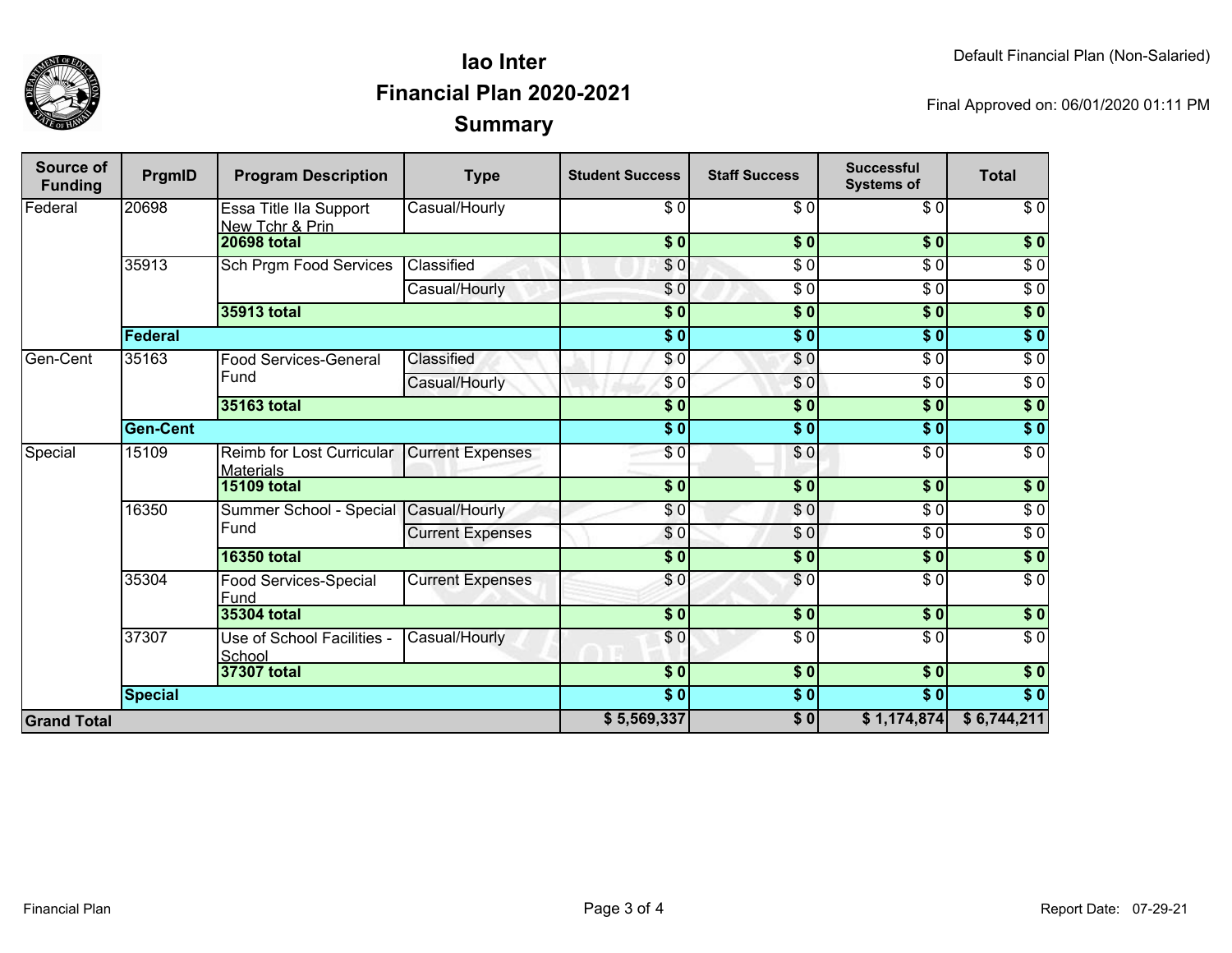# Iao Inter
## Financial Plan 2020-2021
## Summary

Default Financial Plan (Non-Salaried)

Final Approved on: 06/01/2020 01:11 PM

| Source of Funding | PrgmID | Program Description | Type | Student Success | Staff Success | Successful Systems of | Total |
|---|---|---|---|---|---|---|---|
| Federal | 20698 | Essa Title IIa Support New Tchr & Prin | Casual/Hourly | $ 0 | $ 0 | $ 0 | $ 0 |
| | | **20698 total** | | **$ 0** | **$ 0** | **$ 0** | **$ 0** |
| | 35913 | Sch Prgm Food Services | Classified | $ 0 | $ 0 | $ 0 | $ 0 |
| | | | Casual/Hourly | $ 0 | $ 0 | $ 0 | $ 0 |
| | | **35913 total** | | **$ 0** | **$ 0** | **$ 0** | **$ 0** |
| | **Federal** | | | **$ 0** | **$ 0** | **$ 0** | **$ 0** |
| Gen-Cent | 35163 | Food Services-General Fund | Classified | $ 0 | $ 0 | $ 0 | $ 0 |
| | | | Casual/Hourly | $ 0 | $ 0 | $ 0 | $ 0 |
| | | **35163 total** | | **$ 0** | **$ 0** | **$ 0** | **$ 0** |
| | **Gen-Cent** | | | **$ 0** | **$ 0** | **$ 0** | **$ 0** |
| Special | 15109 | Reimb for Lost Curricular Materials | Current Expenses | $ 0 | $ 0 | $ 0 | $ 0 |
| | | **15109 total** | | **$ 0** | **$ 0** | **$ 0** | **$ 0** |
| | 16350 | Summer School - Special Fund | Casual/Hourly | $ 0 | $ 0 | $ 0 | $ 0 |
| | | | Current Expenses | $ 0 | $ 0 | $ 0 | $ 0 |
| | | **16350 total** | | **$ 0** | **$ 0** | **$ 0** | **$ 0** |
| | 35304 | Food Services-Special Fund | Current Expenses | $ 0 | $ 0 | $ 0 | $ 0 |
| | | **35304 total** | | **$ 0** | **$ 0** | **$ 0** | **$ 0** |
| | 37307 | Use of School Facilities - School | Casual/Hourly | $ 0 | $ 0 | $ 0 | $ 0 |
| | | **37307 total** | | **$ 0** | **$ 0** | **$ 0** | **$ 0** |
| | **Special** | | | **$ 0** | **$ 0** | **$ 0** | **$ 0** |
| **Grand Total** | | | | **$ 5,569,337** | **$ 0** | **$ 1,174,874** | **$ 6,744,211** |

Report Date: 07-29-21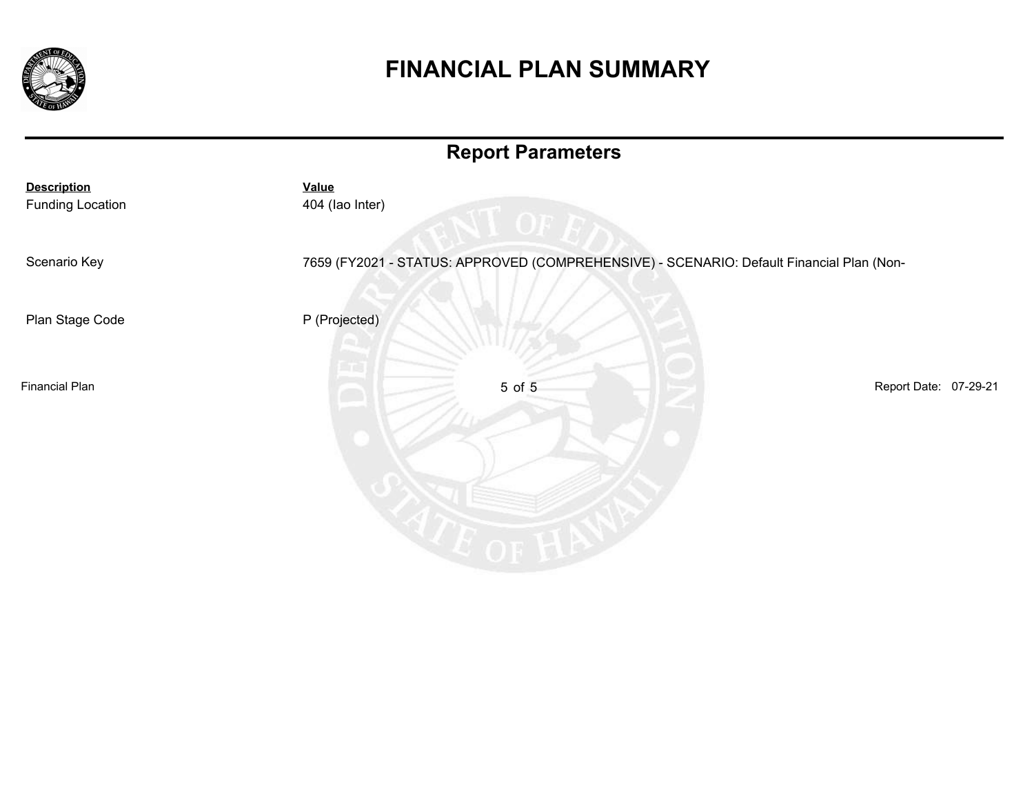# FINANCIAL PLAN SUMMARY

## Report Parameters

| Description | Value |
|---|---|
| Funding Location | 404 (Iao Inter) |
| Scenario Key | 7659 (FY2021 - STATUS: APPROVED (COMPREHENSIVE) - SCENARIO: Default Financial Plan (Non- |
| Plan Stage Code | P (Projected) |